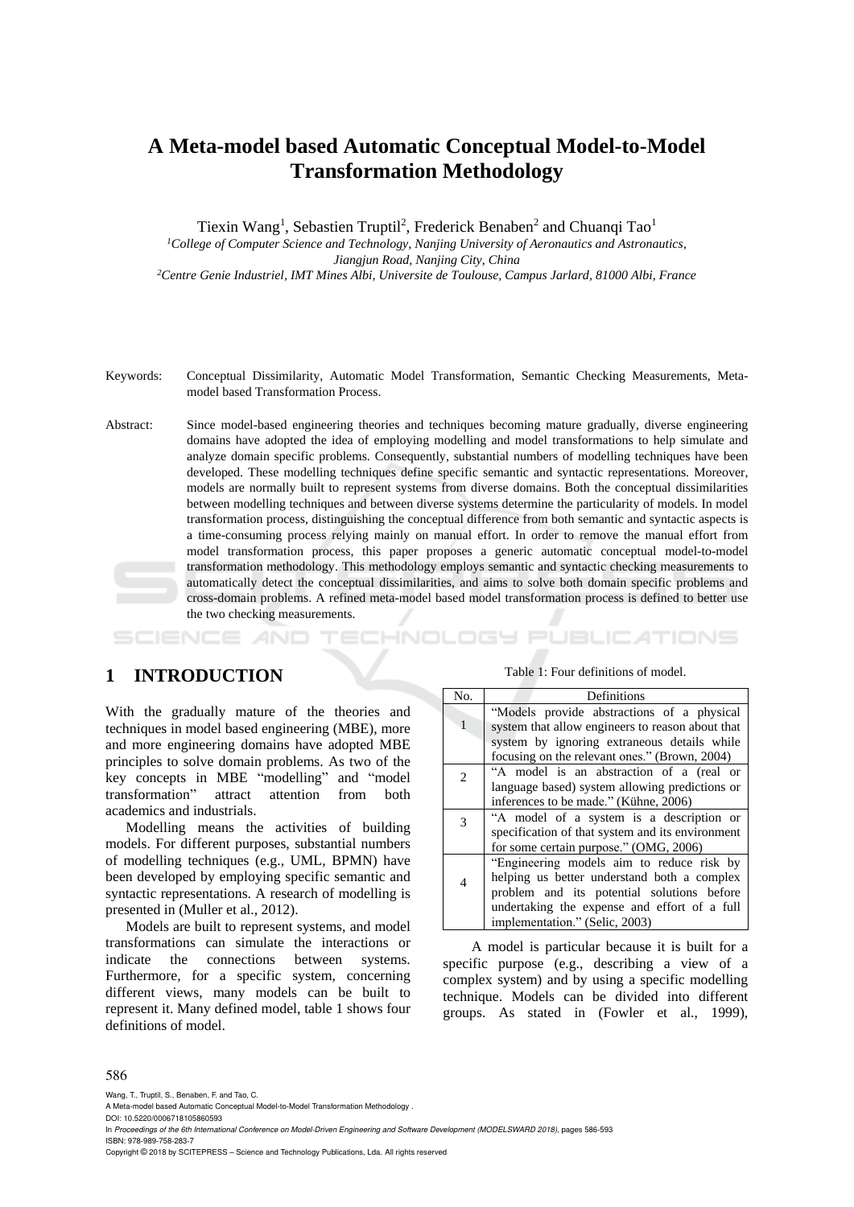# A Meta-model based Automatic Conceptual Model-to-Model Transformation Methodology

Tiexin Wang[1], Sebastien Truptil[2], Frederick Benaben[2] and Chuanqi Tao[1]

[1]*College of Computer Science and Technology, Nanjing University of Aeronautics and Astronautics, Jiangjun Road, Nanjing City, China*

[2]*Centre Genie Industriel, IMT Mines Albi, Universite de Toulouse, Campus Jarlard, 81000 Albi, France*

Keywords: Conceptual Dissimilarity, Automatic Model Transformation, Semantic Checking Measurements, Meta-model based Transformation Process.

Abstract: Since model-based engineering theories and techniques becoming mature gradually, diverse engineering domains have adopted the idea of employing modelling and model transformations to help simulate and analyze domain specific problems. Consequently, substantial numbers of modelling techniques have been developed. These modelling techniques define specific semantic and syntactic representations. Moreover, models are normally built to represent systems from diverse domains. Both the conceptual dissimilarities between modelling techniques and between diverse systems determine the particularity of models. In model transformation process, distinguishing the conceptual difference from both semantic and syntactic aspects is a time-consuming process relying mainly on manual effort. In order to remove the manual effort from model transformation process, this paper proposes a generic automatic conceptual model-to-model transformation methodology. This methodology employs semantic and syntactic checking measurements to automatically detect the conceptual dissimilarities, and aims to solve both domain specific problems and cross-domain problems. A refined meta-model based model transformation process is defined to better use the two checking measurements.

## 1 INTRODUCTION

With the gradually mature of the theories and techniques in model based engineering (MBE), more and more engineering domains have adopted MBE principles to solve domain problems. As two of the key concepts in MBE "modelling" and "model transformation" attract attention from both academics and industrials.

Modelling means the activities of building models. For different purposes, substantial numbers of modelling techniques (e.g., UML, BPMN) have been developed by employing specific semantic and syntactic representations. A research of modelling is presented in (Muller et al., 2012).

Models are built to represent systems, and model transformations can simulate the interactions or indicate the connections between systems. Furthermore, for a specific system, concerning different views, many models can be built to represent it. Many defined model, table 1 shows four definitions of model.

Table 1: Four definitions of model.

| No. | Definitions |
|---|---|
| 1 | "Models provide abstractions of a physical system that allow engineers to reason about that system by ignoring extraneous details while focusing on the relevant ones." (Brown, 2004) |
| 2 | "A model is an abstraction of a (real or language based) system allowing predictions or inferences to be made." (Kühne, 2006) |
| 3 | "A model of a system is a description or specification of that system and its environment for some certain purpose." (OMG, 2006) |
| 4 | "Engineering models aim to reduce risk by helping us better understand both a complex problem and its potential solutions before undertaking the expense and effort of a full implementation." (Selic, 2003) |

A model is particular because it is built for a specific purpose (e.g., describing a view of a complex system) and by using a specific modelling technique. Models can be divided into different groups. As stated in (Fowler et al., 1999),

Wang, T., Truptil, S., Benaben, F. and Tao, C.
A Meta-model based Automatic Conceptual Model-to-Model Transformation Methodology .
DOI: 10.5220/0006718105860593
In *Proceedings of the 6th International Conference on Model-Driven Engineering and Software Development (MODELSWARD 2018)*, pages 586-593
ISBN: 978-989-758-283-7
Copyright © 2018 by SCITEPRESS – Science and Technology Publications, Lda. All rights reserved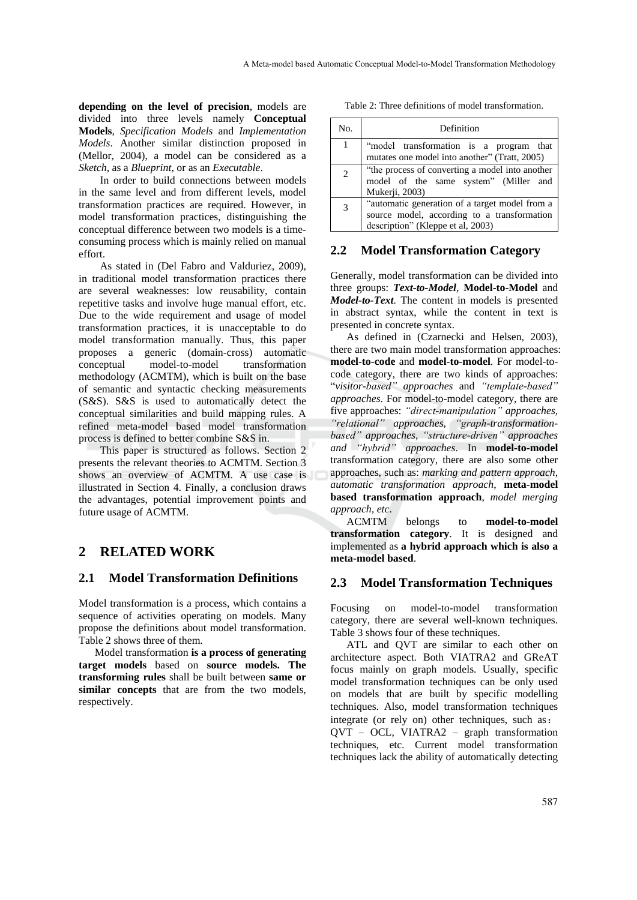**depending on the level of precision**, models are divided into three levels namely **Conceptual Models**, *Specification Models* and *Implementation Models*. Another similar distinction proposed in (Mellor, 2004), a model can be considered as a *Sketch*, as a *Blueprint*, or as an *Executable*.

In order to build connections between models in the same level and from different levels, model transformation practices are required. However, in model transformation practices, distinguishing the conceptual difference between two models is a time-consuming process which is mainly relied on manual effort.

As stated in (Del Fabro and Valduriez, 2009), in traditional model transformation practices there are several weaknesses: low reusability, contain repetitive tasks and involve huge manual effort, etc. Due to the wide requirement and usage of model transformation practices, it is unacceptable to do model transformation manually. Thus, this paper proposes a generic (domain-cross) automatic conceptual model-to-model transformation methodology (ACMTM), which is built on the base of semantic and syntactic checking measurements (S&S). S&S is used to automatically detect the conceptual similarities and build mapping rules. A refined meta-model based model transformation process is defined to better combine S&S in.

This paper is structured as follows. Section 2 presents the relevant theories to ACMTM. Section 3 shows an overview of ACMTM. A use case is illustrated in Section 4. Finally, a conclusion draws the advantages, potential improvement points and future usage of ACMTM.

## 2 RELATED WORK

### 2.1 Model Transformation Definitions

Model transformation is a process, which contains a sequence of activities operating on models. Many propose the definitions about model transformation. Table 2 shows three of them.

Model transformation **is a process of generating target models** based on **source models. The transforming rules** shall be built between **same or similar concepts** that are from the two models, respectively.

Table 2: Three definitions of model transformation.

| No. | Definition |
|---|---|
| 1 | "model transformation is a program that mutates one model into another" (Tratt, 2005) |
| 2 | "the process of converting a model into another model of the same system" (Miller and Mukerji, 2003) |
| 3 | "automatic generation of a target model from a source model, according to a transformation description" (Kleppe et al, 2003) |

### 2.2 Model Transformation Category

Generally, model transformation can be divided into three groups: ***Text-to-Model***, **Model-to-Model** and ***Model-to-Text***. The content in models is presented in abstract syntax, while the content in text is presented in concrete syntax.

As defined in (Czarnecki and Helsen, 2003), there are two main model transformation approaches: **model-to-code** and **model-to-model**. For model-to-code category, there are two kinds of approaches: "*visitor-based" approaches* and *"template-based" approaches*. For model-to-model category, there are five approaches: *"direct-manipulation" approaches, "relational" approaches, "graph-transformation-based" approaches, "structure-driven" approaches and "hybrid" approaches*. In **model-to-model** transformation category, there are also some other approaches, such as: *marking and pattern approach, automatic transformation approach*, **meta-model based transformation approach**, *model merging approach, etc*.

ACMTM belongs to **model-to-model transformation category**. It is designed and implemented as **a hybrid approach which is also a meta-model based**.

### 2.3 Model Transformation Techniques

Focusing on model-to-model transformation category, there are several well-known techniques. Table 3 shows four of these techniques.

ATL and QVT are similar to each other on architecture aspect. Both VIATRA2 and GReAT focus mainly on graph models. Usually, specific model transformation techniques can be only used on models that are built by specific modelling techniques. Also, model transformation techniques integrate (or rely on) other techniques, such as： QVT – OCL, VIATRA2 – graph transformation techniques, etc. Current model transformation techniques lack the ability of automatically detecting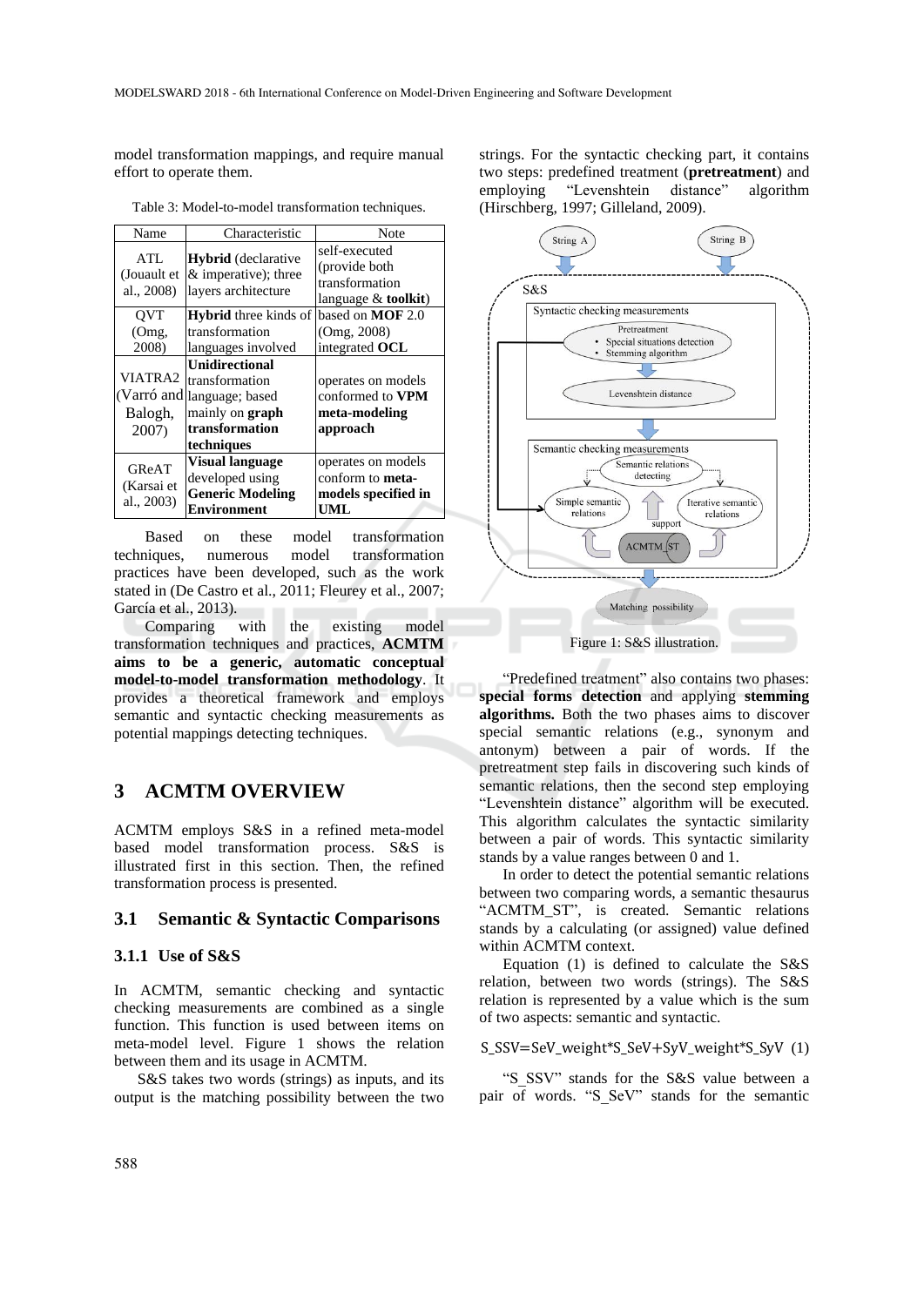model transformation mappings, and require manual effort to operate them.

Table 3: Model-to-model transformation techniques.

| Name | Characteristic | Note |
|---|---|---|
| ATL (Jouault et al., 2008) | **Hybrid** (declarative & imperative); three layers architecture | self-executed (provide both transformation language & **toolkit**) |
| QVT (Omg, 2008) | **Hybrid** three kinds of transformation languages involved | based on **MOF** 2.0 (Omg, 2008) integrated **OCL** |
| VIATRA2 (Varró and Balogh, 2007) | **Unidirectional** transformation language; based mainly on **graph transformation techniques** | operates on models conformed to **VPM meta-modeling approach** |
| GReAT (Karsai et al., 2003) | **Visual language** developed using **Generic Modeling Environment** | operates on models conform to **meta-models specified in UML** |

Based on these model transformation techniques, numerous model transformation practices have been developed, such as the work stated in (De Castro et al., 2011; Fleurey et al., 2007; García et al., 2013).

Comparing with the existing model transformation techniques and practices, **ACMTM aims to be a generic, automatic conceptual model-to-model transformation methodology**. It provides a theoretical framework and employs semantic and syntactic checking measurements as potential mappings detecting techniques.

# 3 ACMTM OVERVIEW

ACMTM employs S&S in a refined meta-model based model transformation process. S&S is illustrated first in this section. Then, the refined transformation process is presented.

## 3.1 Semantic & Syntactic Comparisons

### 3.1.1 Use of S&S

In ACMTM, semantic checking and syntactic checking measurements are combined as a single function. This function is used between items on meta-model level. Figure 1 shows the relation between them and its usage in ACMTM.

S&S takes two words (strings) as inputs, and its output is the matching possibility between the two strings. For the syntactic checking part, it contains two steps: predefined treatment (**pretreatment**) and employing "Levenshtein distance" algorithm (Hirschberg, 1997; Gilleland, 2009).

Figure 1: S&S illustration.

"Predefined treatment" also contains two phases: **special forms detection** and applying **stemming algorithms.** Both the two phases aims to discover special semantic relations (e.g., synonym and antonym) between a pair of words. If the pretreatment step fails in discovering such kinds of semantic relations, then the second step employing "Levenshtein distance" algorithm will be executed. This algorithm calculates the syntactic similarity between a pair of words. This syntactic similarity stands by a value ranges between 0 and 1.

In order to detect the potential semantic relations between two comparing words, a semantic thesaurus "ACMTM_ST", is created. Semantic relations stands by a calculating (or assigned) value defined within ACMTM context.

Equation (1) is defined to calculate the S&S relation, between two words (strings). The S&S relation is represented by a value which is the sum of two aspects: semantic and syntactic.

$$S\_SSV = SeV\_weight * S\_SeV + SyV\_weight * S\_SyV \quad (1)$$

"S_SSV" stands for the S&S value between a pair of words. "S_SeV" stands for the semantic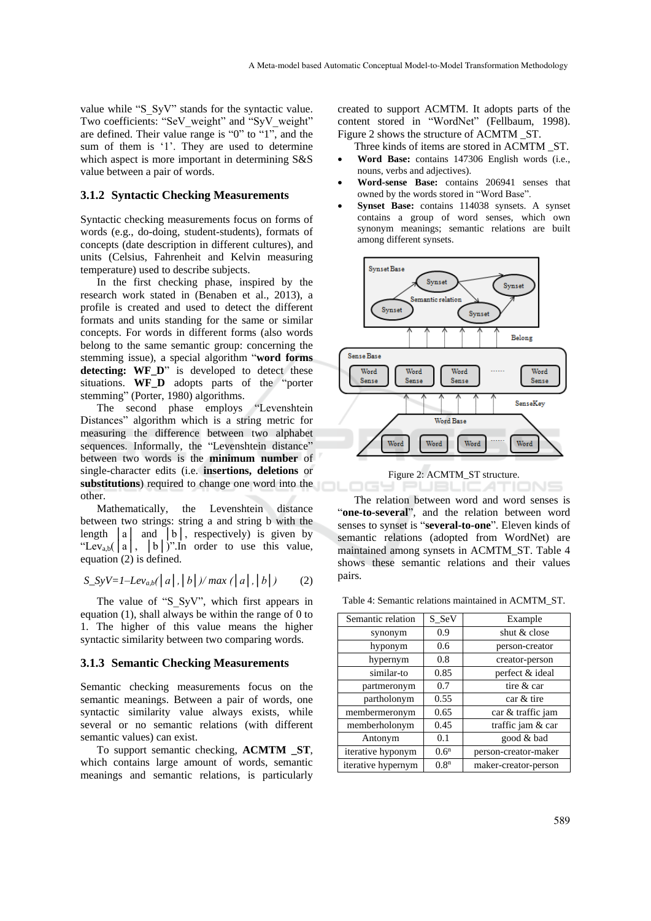value while "S_SyV" stands for the syntactic value. Two coefficients: "SeV_weight" and "SyV_weight" are defined. Their value range is "0" to "1", and the sum of them is '1'. They are used to determine which aspect is more important in determining S&S value between a pair of words.

### 3.1.2 Syntactic Checking Measurements

Syntactic checking measurements focus on forms of words (e.g., do-doing, student-students), formats of concepts (date description in different cultures), and units (Celsius, Fahrenheit and Kelvin measuring temperature) used to describe subjects.

In the first checking phase, inspired by the research work stated in (Benaben et al., 2013), a profile is created and used to detect the different formats and units standing for the same or similar concepts. For words in different forms (also words belong to the same semantic group: concerning the stemming issue), a special algorithm "**word forms detecting: WF_D**" is developed to detect these situations. **WF_D** adopts parts of the "porter stemming" (Porter, 1980) algorithms.

The second phase employs "Levenshtein Distances" algorithm which is a string metric for measuring the difference between two alphabet sequences. Informally, the "Levenshtein distance" between two words is the **minimum number** of single-character edits (i.e. **insertions, deletions** or **substitutions**) required to change one word into the other.

Mathematically, the Levenshtein distance between two strings: string a and string b with the length $|a|$ and $|b|$, respectively) is given by "$Lev_{a,b}(|a|, |b|)$".In order to use this value, equation (2) is defined.

$$S\_SyV=1-Lev_{a,b}(|a|,|b|)/\max(|a|,|b|) \qquad (2)$$

The value of "S_SyV", which first appears in equation (1), shall always be within the range of 0 to 1. The higher of this value means the higher syntactic similarity between two comparing words.

### 3.1.3 Semantic Checking Measurements

Semantic checking measurements focus on the semantic meanings. Between a pair of words, one syntactic similarity value always exists, while several or no semantic relations (with different semantic values) can exist.

To support semantic checking, **ACMTM _ST**, which contains large amount of words, semantic meanings and semantic relations, is particularly created to support ACMTM. It adopts parts of the content stored in "WordNet" (Fellbaum, 1998). Figure 2 shows the structure of ACMTM _ST.

Three kinds of items are stored in ACMTM _ST.

- **Word Base:** contains 147306 English words (i.e., nouns, verbs and adjectives).
- **Word-sense Base:** contains 206941 senses that owned by the words stored in "Word Base".
- **Synset Base:** contains 114038 synsets. A synset contains a group of word senses, which own synonym meanings; semantic relations are built among different synsets.

Figure 2: ACMTM_ST structure.

The relation between word and word senses is "**one-to-several**", and the relation between word senses to synset is "**several-to-one**". Eleven kinds of semantic relations (adopted from WordNet) are maintained among synsets in ACMTM_ST. Table 4 shows these semantic relations and their values pairs.

Table 4: Semantic relations maintained in ACMTM_ST.

| Semantic relation | S_SeV | Example |
|---|---|---|
| synonym | 0.9 | shut & close |
| hyponym | 0.6 | person-creator |
| hypernym | 0.8 | creator-person |
| similar-to | 0.85 | perfect & ideal |
| partmeronym | 0.7 | tire & car |
| partholonym | 0.55 | car & tire |
| membermeronym | 0.65 | car & traffic jam |
| memberholonym | 0.45 | traffic jam & car |
| Antonym | 0.1 | good & bad |
| iterative hyponym | $0.6^n$ | person-creator-maker |
| iterative hypernym | $0.8^n$ | maker-creator-person |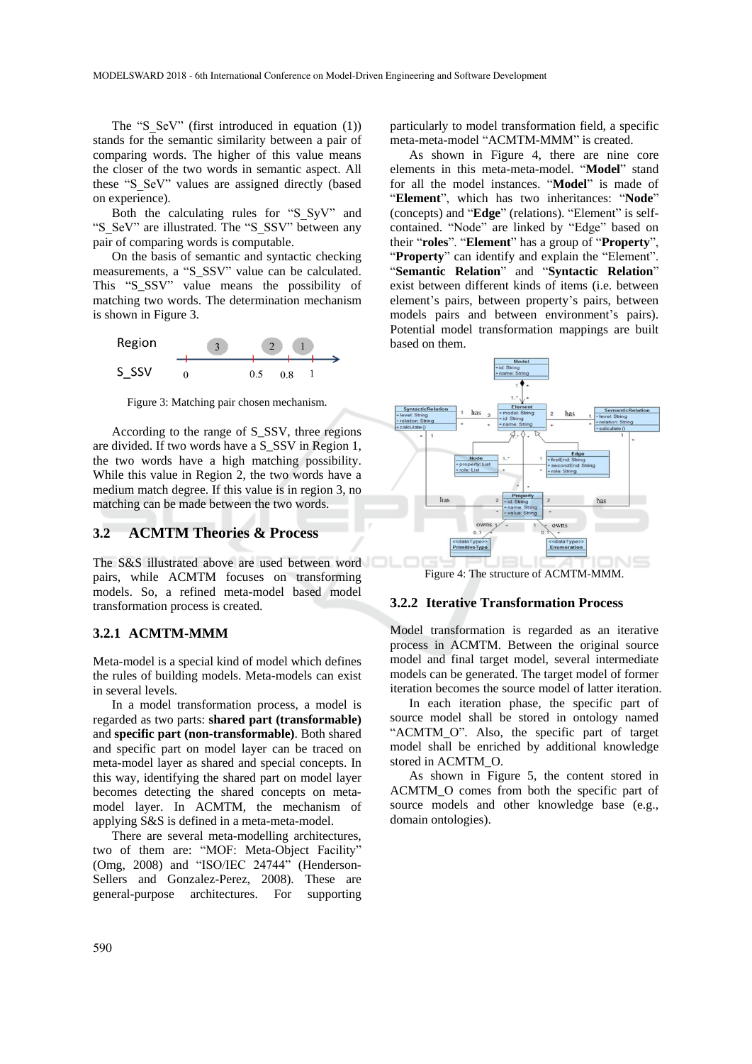The "S_SeV" (first introduced in equation (1)) stands for the semantic similarity between a pair of comparing words. The higher of this value means the closer of the two words in semantic aspect. All these "S_SeV" values are assigned directly (based on experience).

Both the calculating rules for "S_SyV" and "S_SeV" are illustrated. The "S_SSV" between any pair of comparing words is computable.

On the basis of semantic and syntactic checking measurements, a "S_SSV" value can be calculated. This "S_SSV" value means the possibility of matching two words. The determination mechanism is shown in Figure 3.

Figure 3: Matching pair chosen mechanism.

According to the range of S_SSV, three regions are divided. If two words have a S_SSV in Region 1, the two words have a high matching possibility. While this value in Region 2, the two words have a medium match degree. If this value is in region 3, no matching can be made between the two words.

## 3.2 ACTM Theories & Process

The S&S illustrated above are used between word pairs, while ACMTM focuses on transforming models. So, a refined meta-model based model transformation process is created.

### 3.2.1 ACMTM-MMM

Meta-model is a special kind of model which defines the rules of building models. Meta-models can exist in several levels.

In a model transformation process, a model is regarded as two parts: **shared part (transformable)** and **specific part (non-transformable)**. Both shared and specific part on model layer can be traced on meta-model layer as shared and special concepts. In this way, identifying the shared part on model layer becomes detecting the shared concepts on meta-model layer. In ACMTM, the mechanism of applying S&S is defined in a meta-meta-model.

There are several meta-modelling architectures, two of them are: "MOF: Meta-Object Facility" (Omg, 2008) and "ISO/IEC 24744" (Henderson-Sellers and Gonzalez-Perez, 2008). These are general-purpose architectures. For supporting particularly to model transformation field, a specific meta-meta-model "ACMTM-MMM" is created.

As shown in Figure 4, there are nine core elements in this meta-meta-model. "**Model**" stand for all the model instances. "**Model**" is made of "**Element**", which has two inheritances: "**Node**" (concepts) and "**Edge**" (relations). "Element" is self-contained. "Node" are linked by "Edge" based on their "**roles**". "**Element**" has a group of "**Property**", "**Property**" can identify and explain the "Element". "**Semantic Relation**" and "**Syntactic Relation**" exist between different kinds of items (i.e. between element's pairs, between property's pairs, between models pairs and between environment's pairs). Potential model transformation mappings are built based on them.

Figure 4: The structure of ACMTM-MMM.

### 3.2.2 Iterative Transformation Process

Model transformation is regarded as an iterative process in ACMTM. Between the original source model and final target model, several intermediate models can be generated. The target model of former iteration becomes the source model of latter iteration.

In each iteration phase, the specific part of source model shall be stored in ontology named "ACMTM_O". Also, the specific part of target model shall be enriched by additional knowledge stored in ACMTM_O.

As shown in Figure 5, the content stored in ACMTM_O comes from both the specific part of source models and other knowledge base (e.g., domain ontologies).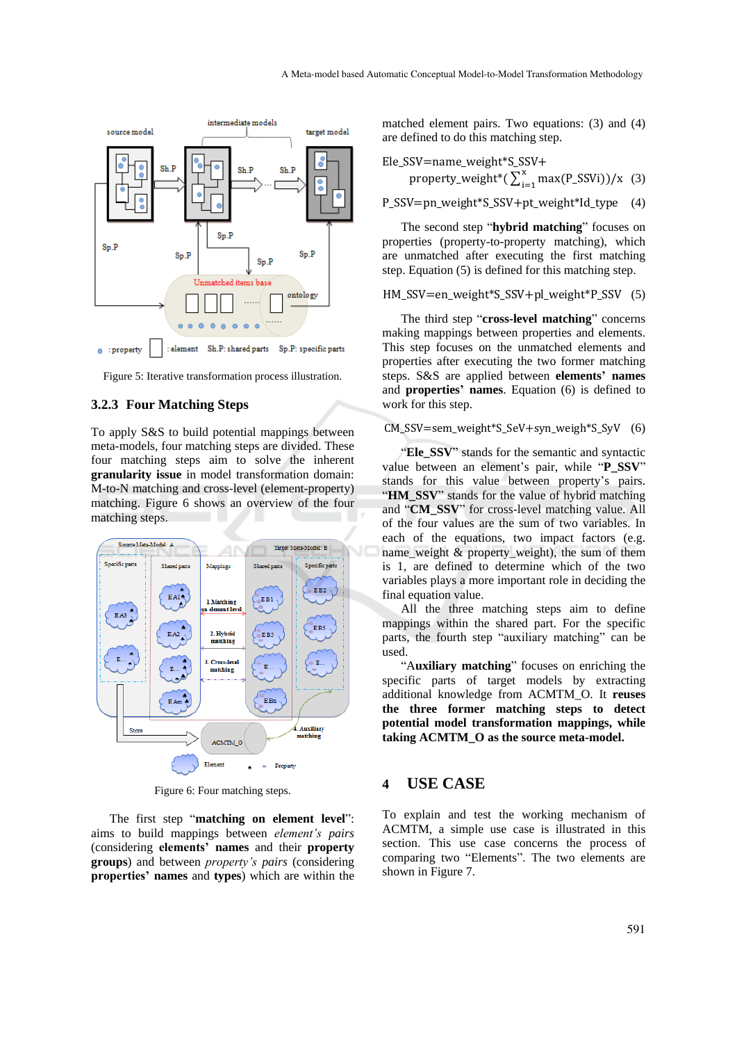Figure 5: Iterative transformation process illustration.

### 3.2.3 Four Matching Steps

To apply S&S to build potential mappings between meta-models, four matching steps are divided. These four matching steps aim to solve the inherent **granularity issue** in model transformation domain: M-to-N matching and cross-level (element-property) matching. Figure 6 shows an overview of the four matching steps.

Figure 6: Four matching steps.

The first step "**matching on element level**": aims to build mappings between *element's pairs* (considering **elements' names** and their **property groups**) and between *property's pairs* (considering **properties' names** and **types**) which are within the matched element pairs. Two equations: (3) and (4) are defined to do this matching step.

$$Ele\_SSV = name\_weight*S\_SSV + property\_weight*(\sum_{i=1}^{x} max(P\_SSVi))/x \quad (3)$$

$$P\_SSV = pn\_weight*S\_SSV + pt\_weight*Id\_type \quad (4)$$

The second step "**hybrid matching**" focuses on properties (property-to-property matching), which are unmatched after executing the first matching step. Equation (5) is defined for this matching step.

$$HM\_SSV = en\_weight*S\_SSV + pl\_weight*P\_SSV \quad (5)$$

The third step "**cross-level matching**" concerns making mappings between properties and elements. This step focuses on the unmatched elements and properties after executing the two former matching steps. S&S are applied between **elements' names** and **properties' names**. Equation (6) is defined to work for this step.

$$CM\_SSV = sem\_weight*S\_SeV + syn\_weigh*S\_SyV \quad (6)$$

"**Ele_SSV**" stands for the semantic and syntactic value between an element's pair, while "**P_SSV**" stands for this value between property's pairs. "**HM_SSV**" stands for the value of hybrid matching and "**CM_SSV**" for cross-level matching value. All of the four values are the sum of two variables. In each of the equations, two impact factors (e.g. name_weight & property_weight), the sum of them is 1, are defined to determine which of the two variables plays a more important role in deciding the final equation value.

All the three matching steps aim to define mappings within the shared part. For the specific parts, the fourth step "auxiliary matching" can be used.

"**Auxiliary matching**" focuses on enriching the specific parts of target models by extracting additional knowledge from ACMTM_O. It **reuses the three former matching steps to detect potential model transformation mappings, while taking ACMTM_O as the source meta-model.**

## 4 USE CASE

To explain and test the working mechanism of ACMTM, a simple use case is illustrated in this section. This use case concerns the process of comparing two "Elements". The two elements are shown in Figure 7.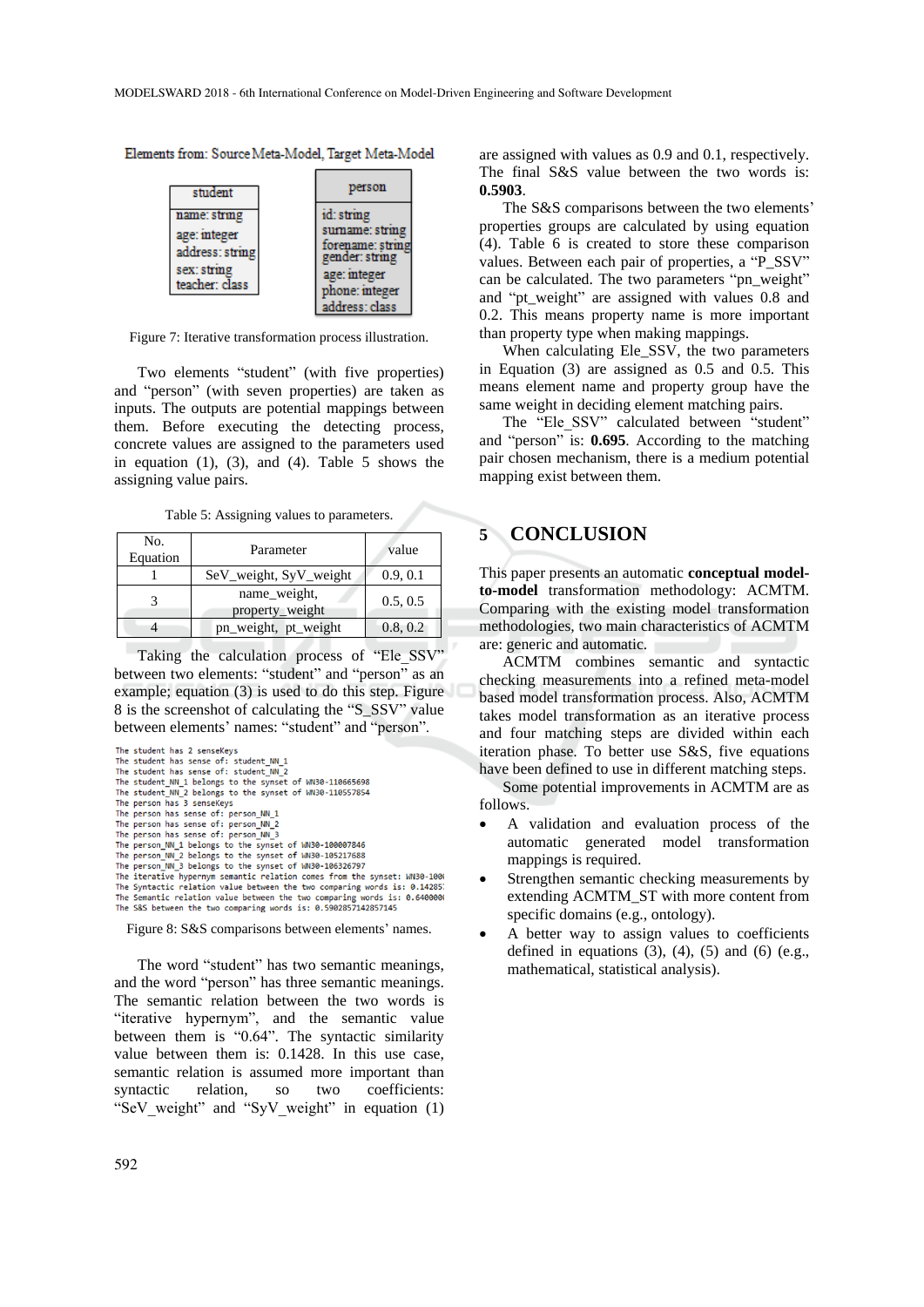Elements from: Source Meta-Model, Target Meta-Model

| student |
|---|
| name: string |
| age: integer |
| address: string |
| sex: string |
| teacher: class |

| person |
|---|
| id: string |
| surname: string |
| forename: string |
| gender: string |
| age: integer |
| phone: integer |
| address: class |

Figure 7: Iterative transformation process illustration.

Two elements "student" (with five properties) and "person" (with seven properties) are taken as inputs. The outputs are potential mappings between them. Before executing the detecting process, concrete values are assigned to the parameters used in equation (1), (3), and (4). Table 5 shows the assigning value pairs.

Table 5: Assigning values to parameters.

| No. Equation | Parameter | value |
|---|---|---|
| 1 | SeV_weight, SyV_weight | 0.9, 0.1 |
| 3 | name_weight, property_weight | 0.5, 0.5 |
| 4 | pn_weight, pt_weight | 0.8, 0.2 |

Taking the calculation process of "Ele_SSV" between two elements: "student" and "person" as an example; equation (3) is used to do this step. Figure 8 is the screenshot of calculating the "S_SSV" value between elements' names: "student" and "person".

```
The student has 2 senseKeys
The student has sense of: student_NN_1
The student has sense of: student_NN_2
The student_NN_1 belongs to the synset of WN30-110665698
The student_NN_2 belongs to the synset of WN30-110557854
The person has 3 senseKeys
The person has sense of: person_NN_1
The person has sense of: person_NN_2
The person has sense of: person_NN_3
The person_NN_1 belongs to the synset of WN30-100007846
The person_NN_2 belongs to the synset of WN30-105217688
The person_NN_3 belongs to the synset of WN30-106326797
The iterative hypernym semantic relation comes from the synset: WN30-100
The Syntactic relation value between the two comparing words is: 0.14285
The Semantic relation value between the two comparing words is: 0.640000
The S&S between the two comparing words is: 0.5902857142857145
```

Figure 8: S&S comparisons between elements' names.

The word "student" has two semantic meanings, and the word "person" has three semantic meanings. The semantic relation between the two words is "iterative hypernym", and the semantic value between them is "0.64". The syntactic similarity value between them is: 0.1428. In this use case, semantic relation is assumed more important than syntactic relation, so two coefficients: "SeV_weight" and "SyV_weight" in equation (1) are assigned with values as 0.9 and 0.1, respectively. The final S&S value between the two words is: **0.5903**.

The S&S comparisons between the two elements' properties groups are calculated by using equation (4). Table 6 is created to store these comparison values. Between each pair of properties, a "P_SSV" can be calculated. The two parameters "pn_weight" and "pt_weight" are assigned with values 0.8 and 0.2. This means property name is more important than property type when making mappings.

When calculating Ele_SSV, the two parameters in Equation (3) are assigned as 0.5 and 0.5. This means element name and property group have the same weight in deciding element matching pairs.

The "Ele_SSV" calculated between "student" and "person" is: **0.695**. According to the matching pair chosen mechanism, there is a medium potential mapping exist between them.

## 5 CONCLUSION

This paper presents an automatic **conceptual model-to-model** transformation methodology: ACMTM. Comparing with the existing model transformation methodologies, two main characteristics of ACMTM are: generic and automatic.

ACMTM combines semantic and syntactic checking measurements into a refined meta-model based model transformation process. Also, ACMTM takes model transformation as an iterative process and four matching steps are divided within each iteration phase. To better use S&S, five equations have been defined to use in different matching steps.

Some potential improvements in ACMTM are as follows.

- A validation and evaluation process of the automatic generated model transformation mappings is required.
- Strengthen semantic checking measurements by extending ACMTM_ST with more content from specific domains (e.g., ontology).
- A better way to assign values to coefficients defined in equations (3), (4), (5) and (6) (e.g., mathematical, statistical analysis).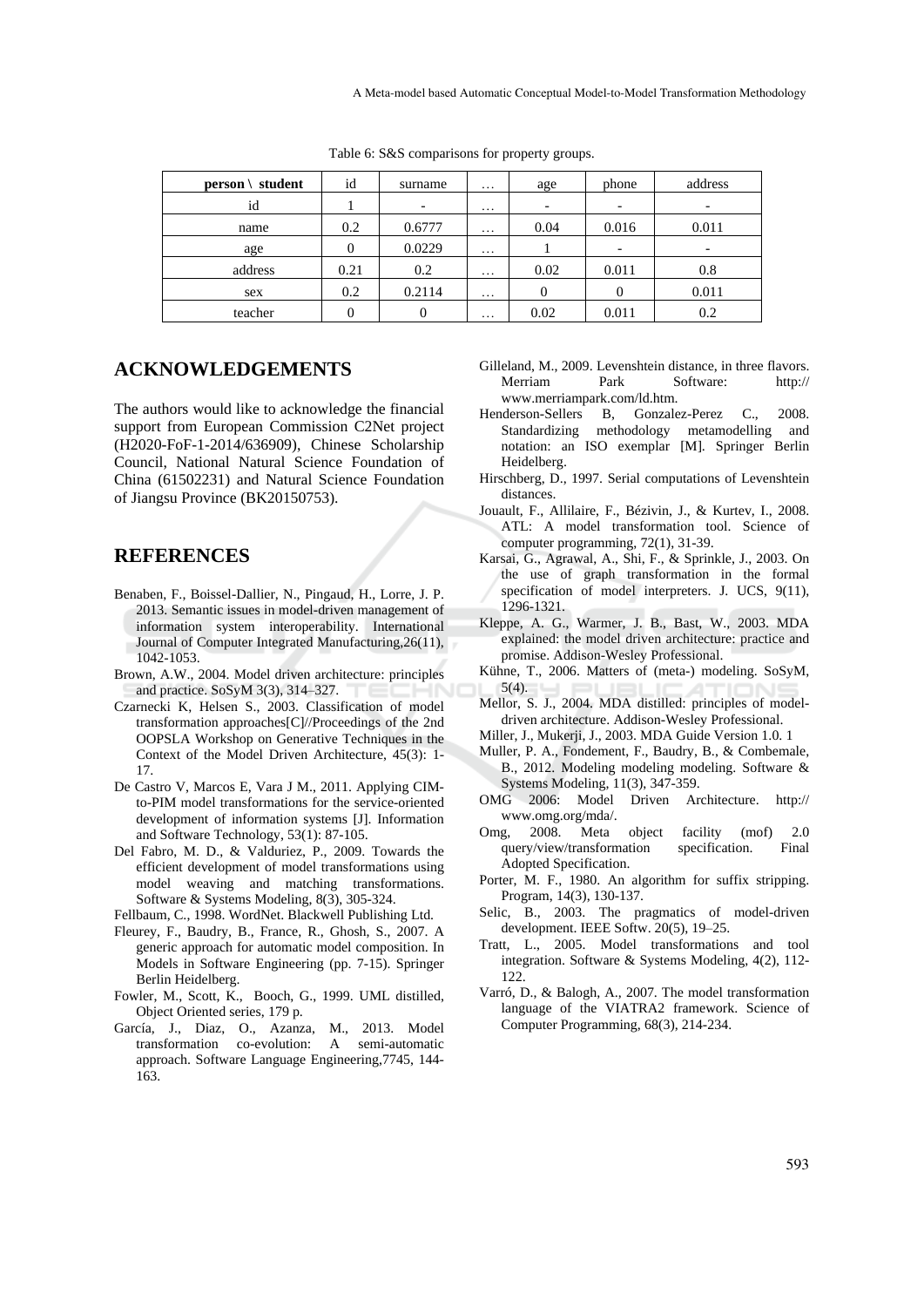Table 6: S&S comparisons for property groups.

| person \ student | id | surname | … | age | phone | address |
|---|---|---|---|---|---|---|
| id | 1 | - | … | - | - | - |
| name | 0.2 | 0.6777 | … | 0.04 | 0.016 | 0.011 |
| age | 0 | 0.0229 | … | 1 | - | - |
| address | 0.21 | 0.2 | … | 0.02 | 0.011 | 0.8 |
| sex | 0.2 | 0.2114 | … | 0 | 0 | 0.011 |
| teacher | 0 | 0 | … | 0.02 | 0.011 | 0.2 |

## ACKNOWLEDGEMENTS

The authors would like to acknowledge the financial support from European Commission C2Net project (H2020-FoF-1-2014/636909), Chinese Scholarship Council, National Natural Science Foundation of China (61502231) and Natural Science Foundation of Jiangsu Province (BK20150753).

## REFERENCES

Benaben, F., Boissel-Dallier, N., Pingaud, H., Lorre, J. P. 2013. Semantic issues in model-driven management of information system interoperability. International Journal of Computer Integrated Manufacturing,26(11), 1042-1053.

Brown, A.W., 2004. Model driven architecture: principles and practice. SoSyM 3(3), 314–327.

Czarnecki K, Helsen S., 2003. Classification of model transformation approaches[C]//Proceedings of the 2nd OOPSLA Workshop on Generative Techniques in the Context of the Model Driven Architecture, 45(3): 1-17.

De Castro V, Marcos E, Vara J M., 2011. Applying CIM-to-PIM model transformations for the service-oriented development of information systems [J]. Information and Software Technology, 53(1): 87-105.

Del Fabro, M. D., & Valduriez, P., 2009. Towards the efficient development of model transformations using model weaving and matching transformations. Software & Systems Modeling, 8(3), 305-324.

Fellbaum, C., 1998. WordNet. Blackwell Publishing Ltd.

Fleurey, F., Baudry, B., France, R., Ghosh, S., 2007. A generic approach for automatic model composition. In Models in Software Engineering (pp. 7-15). Springer Berlin Heidelberg.

Fowler, M., Scott, K., Booch, G., 1999. UML distilled, Object Oriented series, 179 p.

García, J., Diaz, O., Azanza, M., 2013. Model transformation co-evolution: A semi-automatic approach. Software Language Engineering,7745, 144-163.

Gilleland, M., 2009. Levenshtein distance, in three flavors. Merriam Park Software: http:// www.merriampark.com/ld.htm.

Henderson-Sellers B, Gonzalez-Perez C., 2008. Standardizing methodology metamodelling and notation: an ISO exemplar [M]. Springer Berlin Heidelberg.

Hirschberg, D., 1997. Serial computations of Levenshtein distances.

Jouault, F., Allilaire, F., Bézivin, J., & Kurtev, I., 2008. ATL: A model transformation tool. Science of computer programming, 72(1), 31-39.

Karsai, G., Agrawal, A., Shi, F., & Sprinkle, J., 2003. On the use of graph transformation in the formal specification of model interpreters. J. UCS, 9(11), 1296-1321.

Kleppe, A. G., Warmer, J. B., Bast, W., 2003. MDA explained: the model driven architecture: practice and promise. Addison-Wesley Professional.

Kühne, T., 2006. Matters of (meta-) modeling. SoSyM, 5(4).

Mellor, S. J., 2004. MDA distilled: principles of model-driven architecture. Addison-Wesley Professional.

Miller, J., Mukerji, J., 2003. MDA Guide Version 1.0. 1

Muller, P. A., Fondement, F., Baudry, B., & Combemale, B., 2012. Modeling modeling modeling. Software & Systems Modeling, 11(3), 347-359.

OMG 2006: Model Driven Architecture. http:// www.omg.org/mda/.

Omg, 2008. Meta object facility (mof) 2.0 query/view/transformation specification. Final Adopted Specification.

Porter, M. F., 1980. An algorithm for suffix stripping. Program, 14(3), 130-137.

Selic, B., 2003. The pragmatics of model-driven development. IEEE Softw. 20(5), 19–25.

Tratt, L., 2005. Model transformations and tool integration. Software & Systems Modeling, 4(2), 112-122.

Varró, D., & Balogh, A., 2007. The model transformation language of the VIATRA2 framework. Science of Computer Programming, 68(3), 214-234.